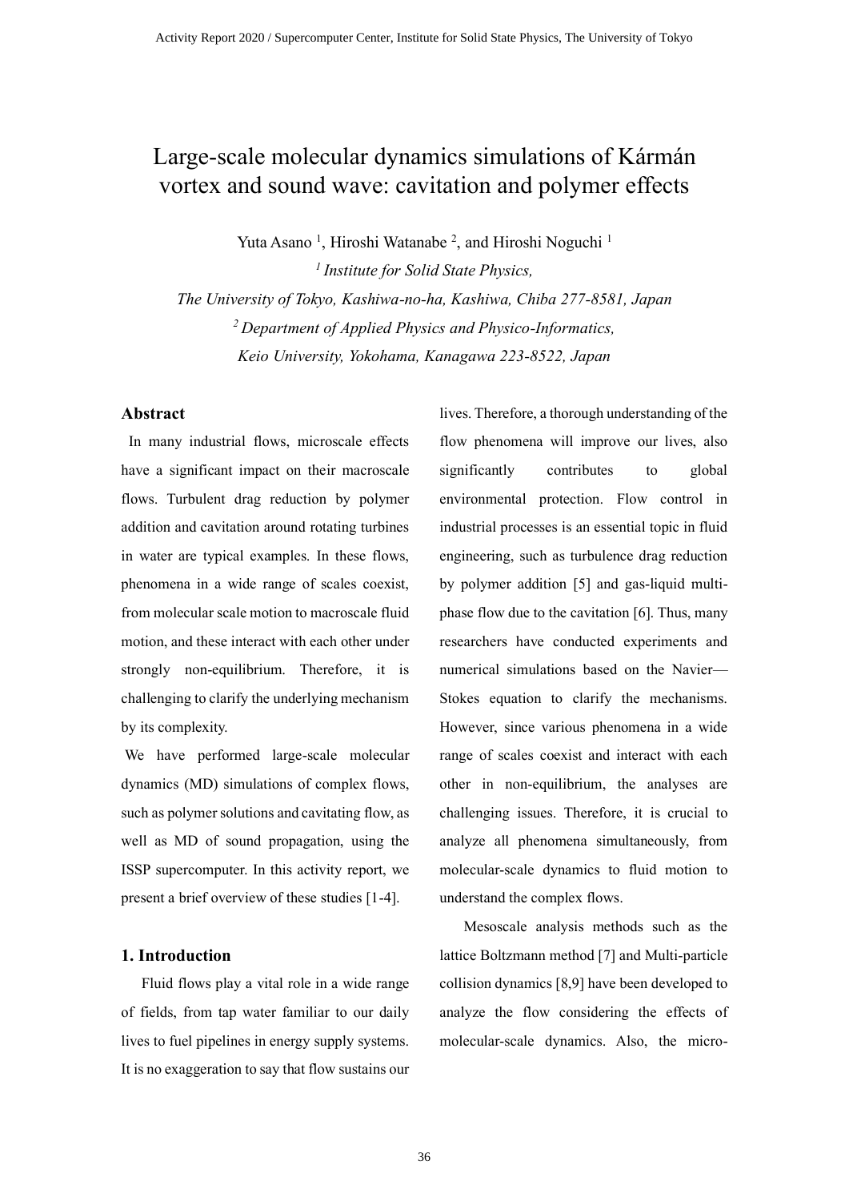# Large-scale molecular dynamics simulations of Kármán vortex and sound wave: cavitation and polymer effects

Yuta Asano [1], Hiroshi Watanabe [2], and Hiroshi Noguchi [1]

[1] *Institute for Solid State Physics, The University of Tokyo, Kashiwa-no-ha, Kashiwa, Chiba 277-8581, Japan*

[2] *Department of Applied Physics and Physico-Informatics, Keio University, Yokohama, Kanagawa 223-8522, Japan*

## Abstract

In many industrial flows, microscale effects have a significant impact on their macroscale flows. Turbulent drag reduction by polymer addition and cavitation around rotating turbines in water are typical examples. In these flows, phenomena in a wide range of scales coexist, from molecular scale motion to macroscale fluid motion, and these interact with each other under strongly non-equilibrium. Therefore, it is challenging to clarify the underlying mechanism by its complexity.

We have performed large-scale molecular dynamics (MD) simulations of complex flows, such as polymer solutions and cavitating flow, as well as MD of sound propagation, using the ISSP supercomputer. In this activity report, we present a brief overview of these studies [1-4].

## 1. Introduction

Fluid flows play a vital role in a wide range of fields, from tap water familiar to our daily lives to fuel pipelines in energy supply systems. It is no exaggeration to say that flow sustains our lives. Therefore, a thorough understanding of the flow phenomena will improve our lives, also significantly contributes to global environmental protection. Flow control in industrial processes is an essential topic in fluid engineering, such as turbulence drag reduction by polymer addition [5] and gas-liquid multi-phase flow due to the cavitation [6]. Thus, many researchers have conducted experiments and numerical simulations based on the Navier—Stokes equation to clarify the mechanisms. However, since various phenomena in a wide range of scales coexist and interact with each other in non-equilibrium, the analyses are challenging issues. Therefore, it is crucial to analyze all phenomena simultaneously, from molecular-scale dynamics to fluid motion to understand the complex flows.

Mesoscale analysis methods such as the lattice Boltzmann method [7] and Multi-particle collision dynamics [8,9] have been developed to analyze the flow considering the effects of molecular-scale dynamics. Also, the micro-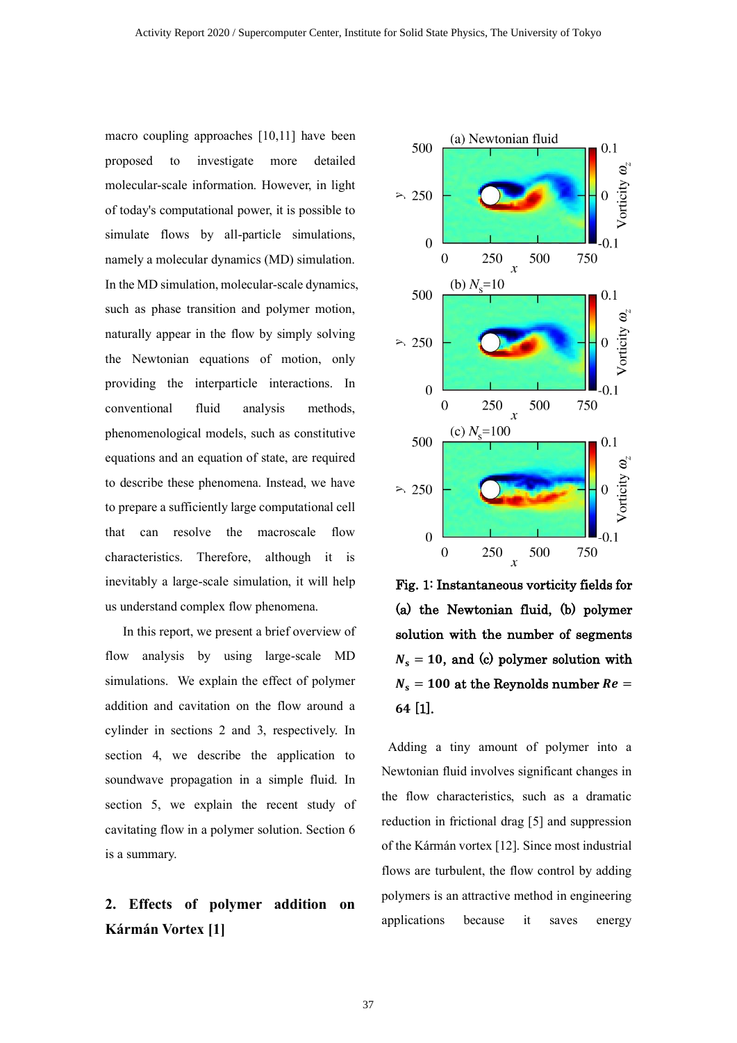macro coupling approaches [10,11] have been proposed to investigate more detailed molecular-scale information. However, in light of today's computational power, it is possible to simulate flows by all-particle simulations, namely a molecular dynamics (MD) simulation. In the MD simulation, molecular-scale dynamics, such as phase transition and polymer motion, naturally appear in the flow by simply solving the Newtonian equations of motion, only providing the interparticle interactions. In conventional fluid analysis methods, phenomenological models, such as constitutive equations and an equation of state, are required to describe these phenomena. Instead, we have to prepare a sufficiently large computational cell that can resolve the macroscale flow characteristics. Therefore, although it is inevitably a large-scale simulation, it will help us understand complex flow phenomena.

In this report, we present a brief overview of flow analysis by using large-scale MD simulations. We explain the effect of polymer addition and cavitation on the flow around a cylinder in sections 2 and 3, respectively. In section 4, we describe the application to soundwave propagation in a simple fluid. In section 5, we explain the recent study of cavitating flow in a polymer solution. Section 6 is a summary.

## 2. Effects of polymer addition on Kármán Vortex [1]

**Fig. 1: Instantaneous vorticity fields for (a) the Newtonian fluid, (b) polymer solution with the number of segments $N_s = 10$, and (c) polymer solution with $N_s = 100$ at the Reynolds number $Re = 64$ [1].**

Adding a tiny amount of polymer into a Newtonian fluid involves significant changes in the flow characteristics, such as a dramatic reduction in frictional drag [5] and suppression of the Kármán vortex [12]. Since most industrial flows are turbulent, the flow control by adding polymers is an attractive method in engineering applications because it saves energy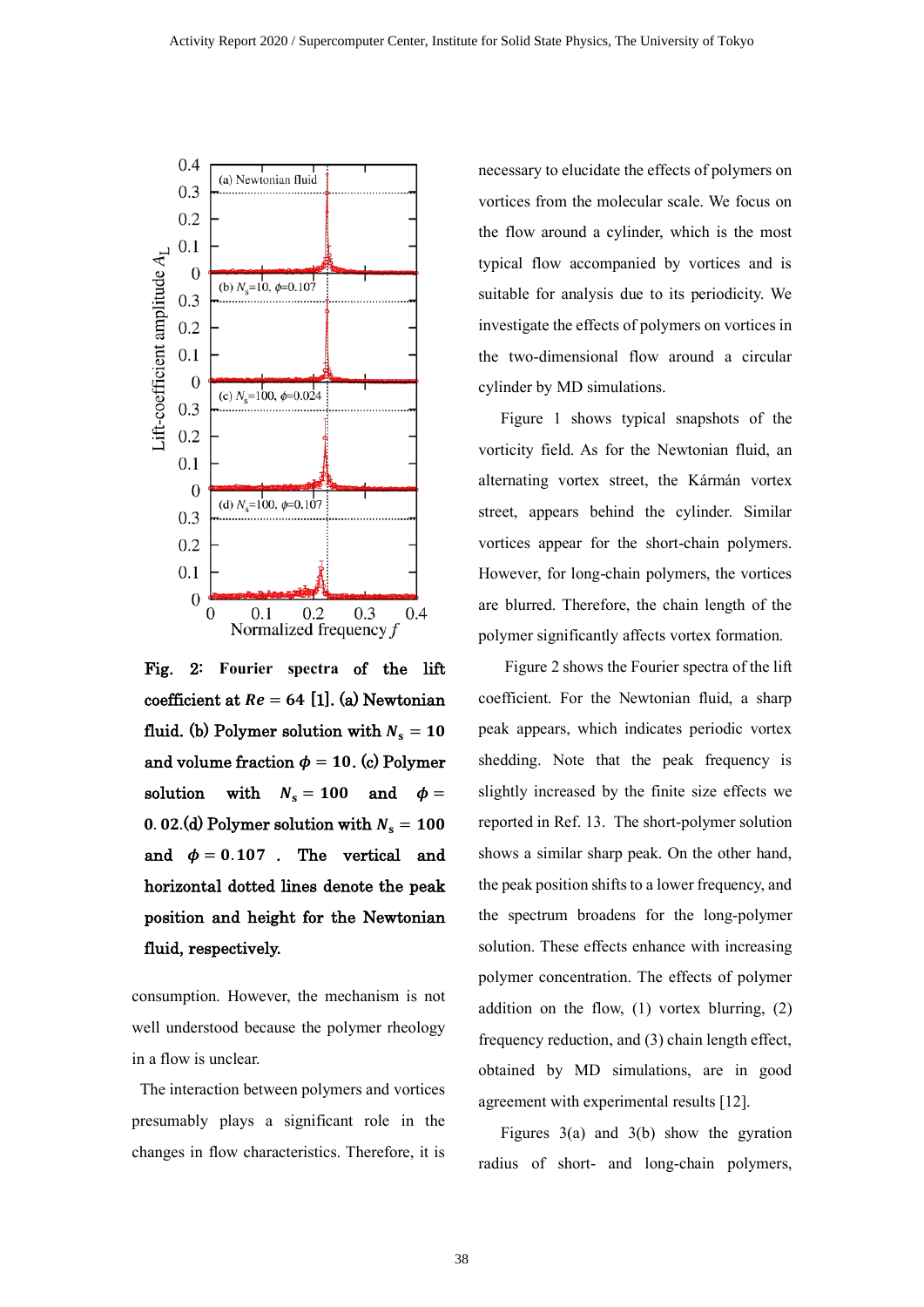**Fig. 2: Fourier spectra of the lift coefficient at $Re = 64$ [1]. (a) Newtonian fluid. (b) Polymer solution with $N_s = 10$ and volume fraction $\phi = 10$. (c) Polymer solution with $N_s = 100$ and $\phi = 0.02$.(d) Polymer solution with $N_s = 100$ and $\phi = 0.107$ . The vertical and horizontal dotted lines denote the peak position and height for the Newtonian fluid, respectively.**

consumption. However, the mechanism is not well understood because the polymer rheology in a flow is unclear.

The interaction between polymers and vortices presumably plays a significant role in the changes in flow characteristics. Therefore, it is necessary to elucidate the effects of polymers on vortices from the molecular scale. We focus on the flow around a cylinder, which is the most typical flow accompanied by vortices and is suitable for analysis due to its periodicity. We investigate the effects of polymers on vortices in the two-dimensional flow around a circular cylinder by MD simulations.

Figure 1 shows typical snapshots of the vorticity field. As for the Newtonian fluid, an alternating vortex street, the Kármán vortex street, appears behind the cylinder. Similar vortices appear for the short-chain polymers. However, for long-chain polymers, the vortices are blurred. Therefore, the chain length of the polymer significantly affects vortex formation.

Figure 2 shows the Fourier spectra of the lift coefficient. For the Newtonian fluid, a sharp peak appears, which indicates periodic vortex shedding. Note that the peak frequency is slightly increased by the finite size effects we reported in Ref. 13. The short-polymer solution shows a similar sharp peak. On the other hand, the peak position shifts to a lower frequency, and the spectrum broadens for the long-polymer solution. These effects enhance with increasing polymer concentration. The effects of polymer addition on the flow, (1) vortex blurring, (2) frequency reduction, and (3) chain length effect, obtained by MD simulations, are in good agreement with experimental results [12].

Figures 3(a) and 3(b) show the gyration radius of short- and long-chain polymers,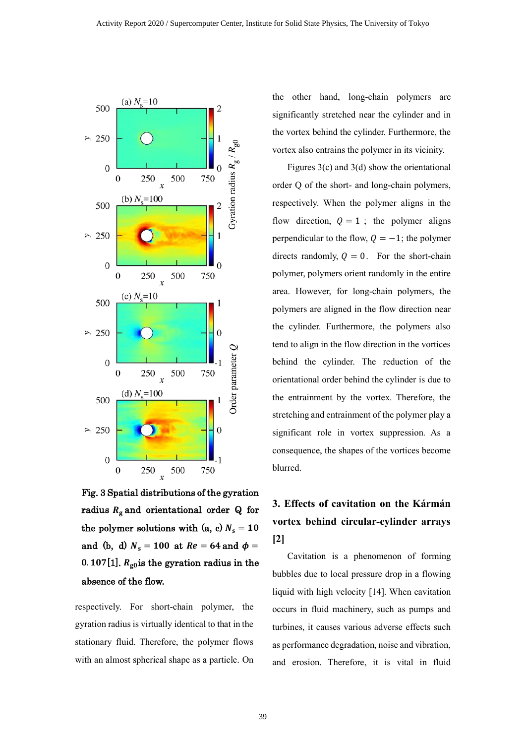Fig. 3 Spatial distributions of the gyration radius $R_g$ and orientational order Q for the polymer solutions with (a, c) $N_s = 10$ and (b, d) $N_s = 100$ at $Re = 64$ and $\phi = 0.107$[1]. $R_{g0}$ is the gyration radius in the absence of the flow.

respectively. For short-chain polymer, the gyration radius is virtually identical to that in the stationary fluid. Therefore, the polymer flows with an almost spherical shape as a particle. On the other hand, long-chain polymers are significantly stretched near the cylinder and in the vortex behind the cylinder. Furthermore, the vortex also entrains the polymer in its vicinity.

Figures 3(c) and 3(d) show the orientational order Q of the short- and long-chain polymers, respectively. When the polymer aligns in the flow direction, $Q = 1$ ; the polymer aligns perpendicular to the flow, $Q = -1$; the polymer directs randomly, $Q = 0$. For the short-chain polymer, polymers orient randomly in the entire area. However, for long-chain polymers, the polymers are aligned in the flow direction near the cylinder. Furthermore, the polymers also tend to align in the flow direction in the vortices behind the cylinder. The reduction of the orientational order behind the cylinder is due to the entrainment by the vortex. Therefore, the stretching and entrainment of the polymer play a significant role in vortex suppression. As a consequence, the shapes of the vortices become blurred.

## 3. Effects of cavitation on the Kármán vortex behind circular-cylinder arrays [2]

Cavitation is a phenomenon of forming bubbles due to local pressure drop in a flowing liquid with high velocity [14]. When cavitation occurs in fluid machinery, such as pumps and turbines, it causes various adverse effects such as performance degradation, noise and vibration, and erosion. Therefore, it is vital in fluid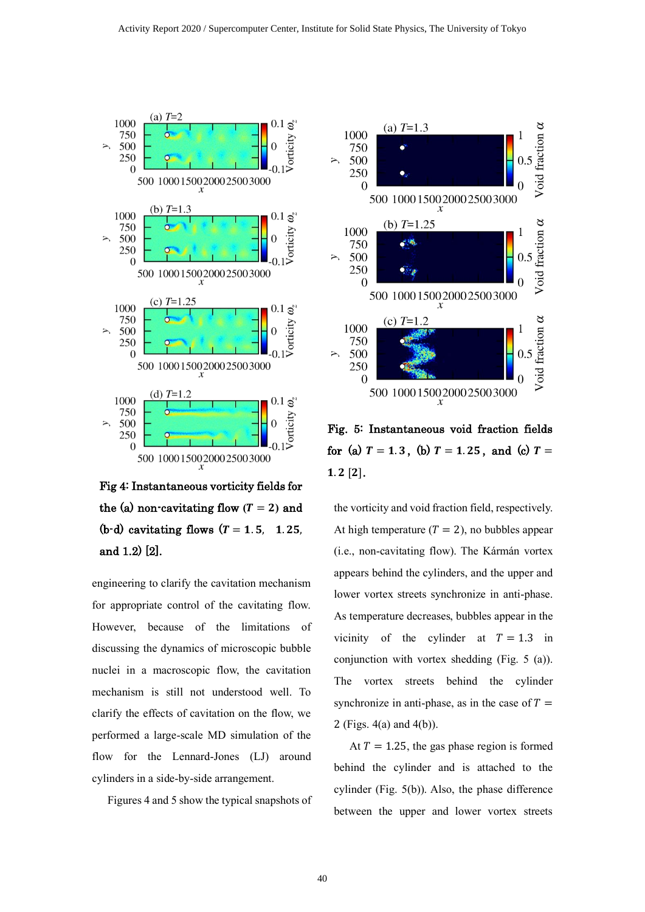**Fig 4: Instantaneous vorticity fields for the (a) non-cavitating flow ($T = 2$) and (b-d) cavitating flows ($T = 1.5$, 1.25, and 1.2) [2].**

**Fig. 5: Instantaneous void fraction fields for (a) $T = 1.3$, (b) $T = 1.25$, and (c) $T = 1.2$ [2].**

engineering to clarify the cavitation mechanism for appropriate control of the cavitating flow. However, because of the limitations of discussing the dynamics of microscopic bubble nuclei in a macroscopic flow, the cavitation mechanism is still not understood well. To clarify the effects of cavitation on the flow, we performed a large-scale MD simulation of the flow for the Lennard-Jones (LJ) around cylinders in a side-by-side arrangement.

Figures 4 and 5 show the typical snapshots of the vorticity and void fraction field, respectively. At high temperature ($T = 2$), no bubbles appear (i.e., non-cavitating flow). The Kármán vortex appears behind the cylinders, and the upper and lower vortex streets synchronize in anti-phase. As temperature decreases, bubbles appear in the vicinity of the cylinder at $T = 1.3$ in conjunction with vortex shedding (Fig. 5 (a)). The vortex streets behind the cylinder synchronize in anti-phase, as in the case of $T = 2$ (Figs. 4(a) and 4(b)).

At $T = 1.25$, the gas phase region is formed behind the cylinder and is attached to the cylinder (Fig. 5(b)). Also, the phase difference between the upper and lower vortex streets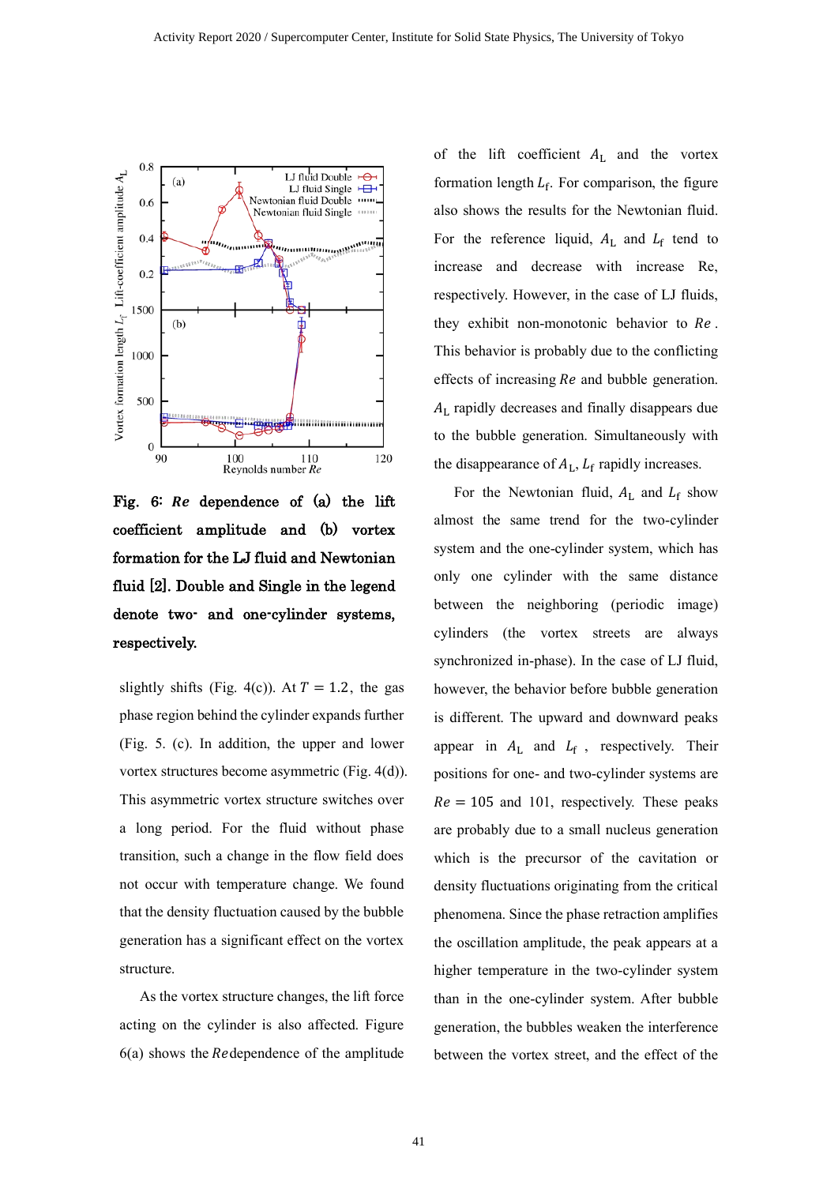Fig. 6: **$Re$ dependence of (a) the lift coefficient amplitude and (b) vortex formation for the LJ fluid and Newtonian fluid [2]. Double and Single in the legend denote two- and one-cylinder systems, respectively.**

slightly shifts (Fig. 4(c)). At $T = 1.2$, the gas phase region behind the cylinder expands further (Fig. 5. (c). In addition, the upper and lower vortex structures become asymmetric (Fig. 4(d)). This asymmetric vortex structure switches over a long period. For the fluid without phase transition, such a change in the flow field does not occur with temperature change. We found that the density fluctuation caused by the bubble generation has a significant effect on the vortex structure.

As the vortex structure changes, the lift force acting on the cylinder is also affected. Figure 6(a) shows the $Re$ dependence of the amplitude of the lift coefficient $A_{\mathrm{L}}$ and the vortex formation length $L_{\mathrm{f}}$. For comparison, the figure also shows the results for the Newtonian fluid. For the reference liquid, $A_{\mathrm{L}}$ and $L_{\mathrm{f}}$ tend to increase and decrease with increase Re, respectively. However, in the case of LJ fluids, they exhibit non-monotonic behavior to $Re$. This behavior is probably due to the conflicting effects of increasing $Re$ and bubble generation. $A_{\mathrm{L}}$ rapidly decreases and finally disappears due to the bubble generation. Simultaneously with the disappearance of $A_{\mathrm{L}}$, $L_{\mathrm{f}}$ rapidly increases.

For the Newtonian fluid, $A_{\mathrm{L}}$ and $L_{\mathrm{f}}$ show almost the same trend for the two-cylinder system and the one-cylinder system, which has only one cylinder with the same distance between the neighboring (periodic image) cylinders (the vortex streets are always synchronized in-phase). In the case of LJ fluid, however, the behavior before bubble generation is different. The upward and downward peaks appear in $A_{\mathrm{L}}$ and $L_{\mathrm{f}}$, respectively. Their positions for one- and two-cylinder systems are $Re = 105$ and 101, respectively. These peaks are probably due to a small nucleus generation which is the precursor of the cavitation or density fluctuations originating from the critical phenomena. Since the phase retraction amplifies the oscillation amplitude, the peak appears at a higher temperature in the two-cylinder system than in the one-cylinder system. After bubble generation, the bubbles weaken the interference between the vortex street, and the effect of the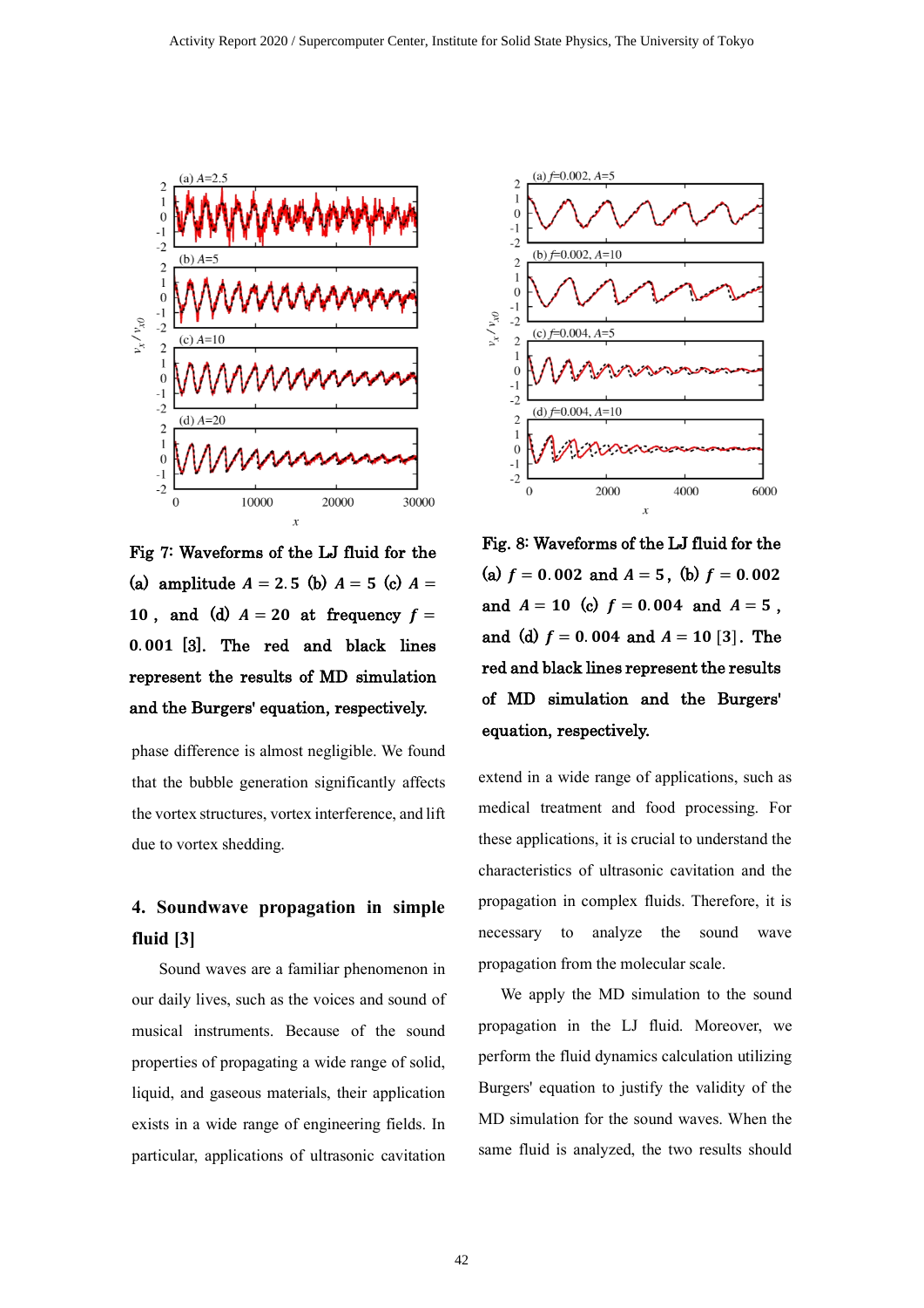Fig 7: Waveforms of the LJ fluid for the (a) amplitude $A = 2.5$ (b) $A = 5$ (c) $A = 10$, and (d) $A = 20$ at frequency $f = 0.001$ [3]. The red and black lines represent the results of MD simulation and the Burgers' equation, respectively.

Fig. 8: Waveforms of the LJ fluid for the (a) $f = 0.002$ and $A = 5$, (b) $f = 0.002$ and $A = 10$ (c) $f = 0.004$ and $A = 5$, and (d) $f = 0.004$ and $A = 10$ [3]. The red and black lines represent the results of MD simulation and the Burgers' equation, respectively.

phase difference is almost negligible. We found that the bubble generation significantly affects the vortex structures, vortex interference, and lift due to vortex shedding.

## 4. Soundwave propagation in simple fluid [3]

Sound waves are a familiar phenomenon in our daily lives, such as the voices and sound of musical instruments. Because of the sound properties of propagating a wide range of solid, liquid, and gaseous materials, their application exists in a wide range of engineering fields. In particular, applications of ultrasonic cavitation extend in a wide range of applications, such as medical treatment and food processing. For these applications, it is crucial to understand the characteristics of ultrasonic cavitation and the propagation in complex fluids. Therefore, it is necessary to analyze the sound wave propagation from the molecular scale.

We apply the MD simulation to the sound propagation in the LJ fluid. Moreover, we perform the fluid dynamics calculation utilizing Burgers' equation to justify the validity of the MD simulation for the sound waves. When the same fluid is analyzed, the two results should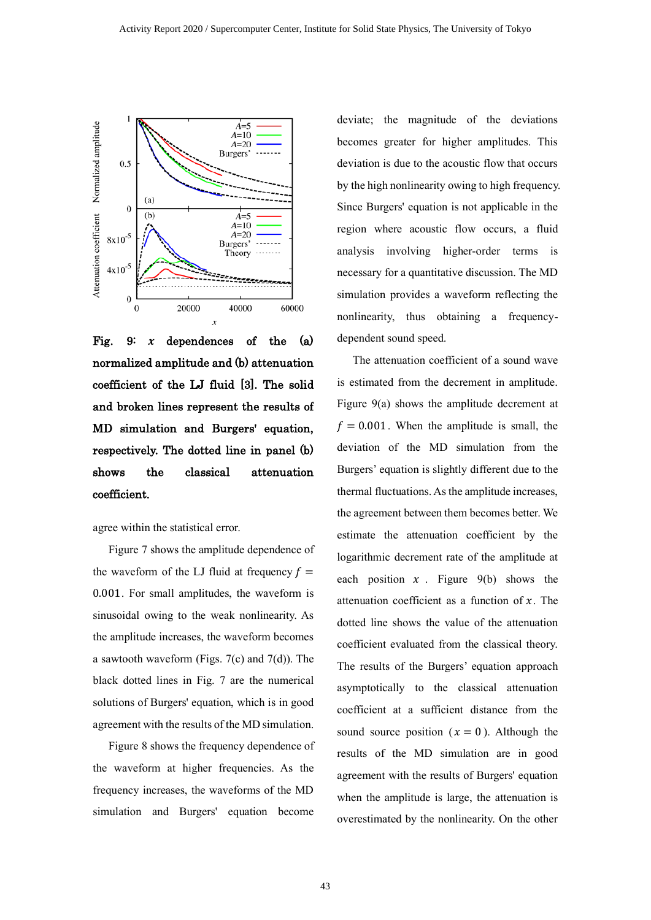**Fig. 9: $x$ dependences of the (a) normalized amplitude and (b) attenuation coefficient of the LJ fluid [3]. The solid and broken lines represent the results of MD simulation and Burgers' equation, respectively. The dotted line in panel (b) shows the classical attenuation coefficient.**

agree within the statistical error.

Figure 7 shows the amplitude dependence of the waveform of the LJ fluid at frequency $f = 0.001$. For small amplitudes, the waveform is sinusoidal owing to the weak nonlinearity. As the amplitude increases, the waveform becomes a sawtooth waveform (Figs. 7(c) and 7(d)). The black dotted lines in Fig. 7 are the numerical solutions of Burgers' equation, which is in good agreement with the results of the MD simulation.

Figure 8 shows the frequency dependence of the waveform at higher frequencies. As the frequency increases, the waveforms of the MD simulation and Burgers' equation become deviate; the magnitude of the deviations becomes greater for higher amplitudes. This deviation is due to the acoustic flow that occurs by the high nonlinearity owing to high frequency. Since Burgers' equation is not applicable in the region where acoustic flow occurs, a fluid analysis involving higher-order terms is necessary for a quantitative discussion. The MD simulation provides a waveform reflecting the nonlinearity, thus obtaining a frequency-dependent sound speed.

The attenuation coefficient of a sound wave is estimated from the decrement in amplitude. Figure 9(a) shows the amplitude decrement at $f = 0.001$. When the amplitude is small, the deviation of the MD simulation from the Burgers' equation is slightly different due to the thermal fluctuations. As the amplitude increases, the agreement between them becomes better. We estimate the attenuation coefficient by the logarithmic decrement rate of the amplitude at each position $x$. Figure 9(b) shows the attenuation coefficient as a function of $x$. The dotted line shows the value of the attenuation coefficient evaluated from the classical theory. The results of the Burgers' equation approach asymptotically to the classical attenuation coefficient at a sufficient distance from the sound source position ($x = 0$). Although the results of the MD simulation are in good agreement with the results of Burgers' equation when the amplitude is large, the attenuation is overestimated by the nonlinearity. On the other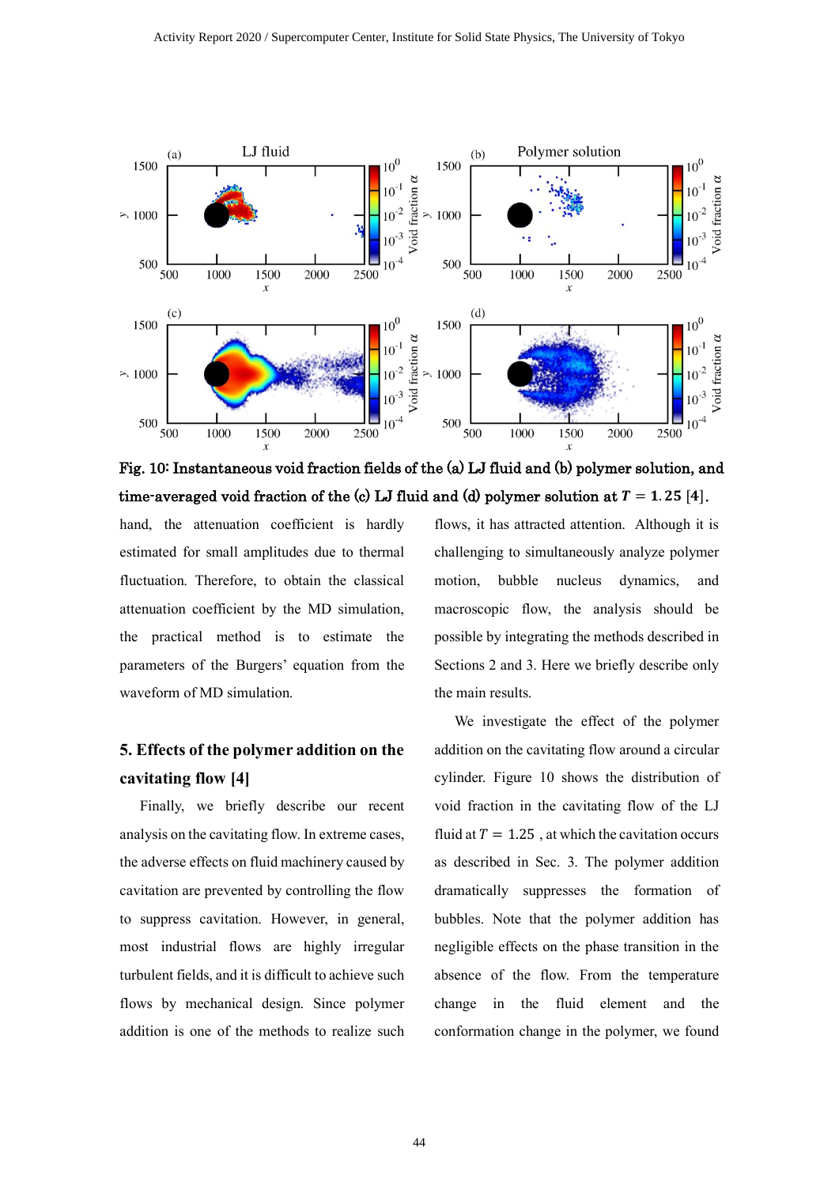**Fig. 10: Instantaneous void fraction fields of the (a) LJ fluid and (b) polymer solution, and time-averaged void fraction of the (c) LJ fluid and (d) polymer solution at $T = 1.25$ [4].**

hand, the attenuation coefficient is hardly estimated for small amplitudes due to thermal fluctuation. Therefore, to obtain the classical attenuation coefficient by the MD simulation, the practical method is to estimate the parameters of the Burgers' equation from the waveform of MD simulation.

## 5. Effects of the polymer addition on the cavitating flow [4]

Finally, we briefly describe our recent analysis on the cavitating flow. In extreme cases, the adverse effects on fluid machinery caused by cavitation are prevented by controlling the flow to suppress cavitation. However, in general, most industrial flows are highly irregular turbulent fields, and it is difficult to achieve such flows by mechanical design. Since polymer addition is one of the methods to realize such flows, it has attracted attention. Although it is challenging to simultaneously analyze polymer motion, bubble nucleus dynamics, and macroscopic flow, the analysis should be possible by integrating the methods described in Sections 2 and 3. Here we briefly describe only the main results.

We investigate the effect of the polymer addition on the cavitating flow around a circular cylinder. Figure 10 shows the distribution of void fraction in the cavitating flow of the LJ fluid at $T = 1.25$, at which the cavitation occurs as described in Sec. 3. The polymer addition dramatically suppresses the formation of bubbles. Note that the polymer addition has negligible effects on the phase transition in the absence of the flow. From the temperature change in the fluid element and the conformation change in the polymer, we found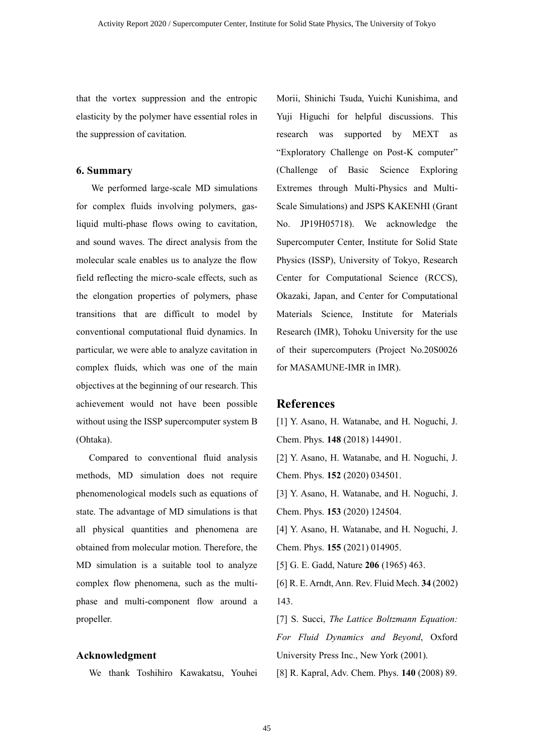that the vortex suppression and the entropic elasticity by the polymer have essential roles in the suppression of cavitation.

## 6. Summary

We performed large-scale MD simulations for complex fluids involving polymers, gas-liquid multi-phase flows owing to cavitation, and sound waves. The direct analysis from the molecular scale enables us to analyze the flow field reflecting the micro-scale effects, such as the elongation properties of polymers, phase transitions that are difficult to model by conventional computational fluid dynamics. In particular, we were able to analyze cavitation in complex fluids, which was one of the main objectives at the beginning of our research. This achievement would not have been possible without using the ISSP supercomputer system B (Ohtaka).

Compared to conventional fluid analysis methods, MD simulation does not require phenomenological models such as equations of state. The advantage of MD simulations is that all physical quantities and phenomena are obtained from molecular motion. Therefore, the MD simulation is a suitable tool to analyze complex flow phenomena, such as the multi-phase and multi-component flow around a propeller.

## Acknowledgment

We thank Toshihiro Kawakatsu, Youhei Morii, Shinichi Tsuda, Yuichi Kunishima, and Yuji Higuchi for helpful discussions. This research was supported by MEXT as "Exploratory Challenge on Post-K computer" (Challenge of Basic Science Exploring Extremes through Multi-Physics and Multi-Scale Simulations) and JSPS KAKENHI (Grant No. JP19H05718). We acknowledge the Supercomputer Center, Institute for Solid State Physics (ISSP), University of Tokyo, Research Center for Computational Science (RCCS), Okazaki, Japan, and Center for Computational Materials Science, Institute for Materials Research (IMR), Tohoku University for the use of their supercomputers (Project No.20S0026 for MASAMUNE-IMR in IMR).

# References

[1] Y. Asano, H. Watanabe, and H. Noguchi, J. Chem. Phys. **148** (2018) 144901.

[2] Y. Asano, H. Watanabe, and H. Noguchi, J. Chem. Phys. **152** (2020) 034501.

[3] Y. Asano, H. Watanabe, and H. Noguchi, J. Chem. Phys. **153** (2020) 124504.

[4] Y. Asano, H. Watanabe, and H. Noguchi, J. Chem. Phys. **155** (2021) 014905.

[5] G. E. Gadd, Nature **206** (1965) 463.

[6] R. E. Arndt, Ann. Rev. Fluid Mech. **34** (2002) 143.

[7] S. Succi, *The Lattice Boltzmann Equation: For Fluid Dynamics and Beyond*, Oxford University Press Inc., New York (2001).

[8] R. Kapral, Adv. Chem. Phys. **140** (2008) 89.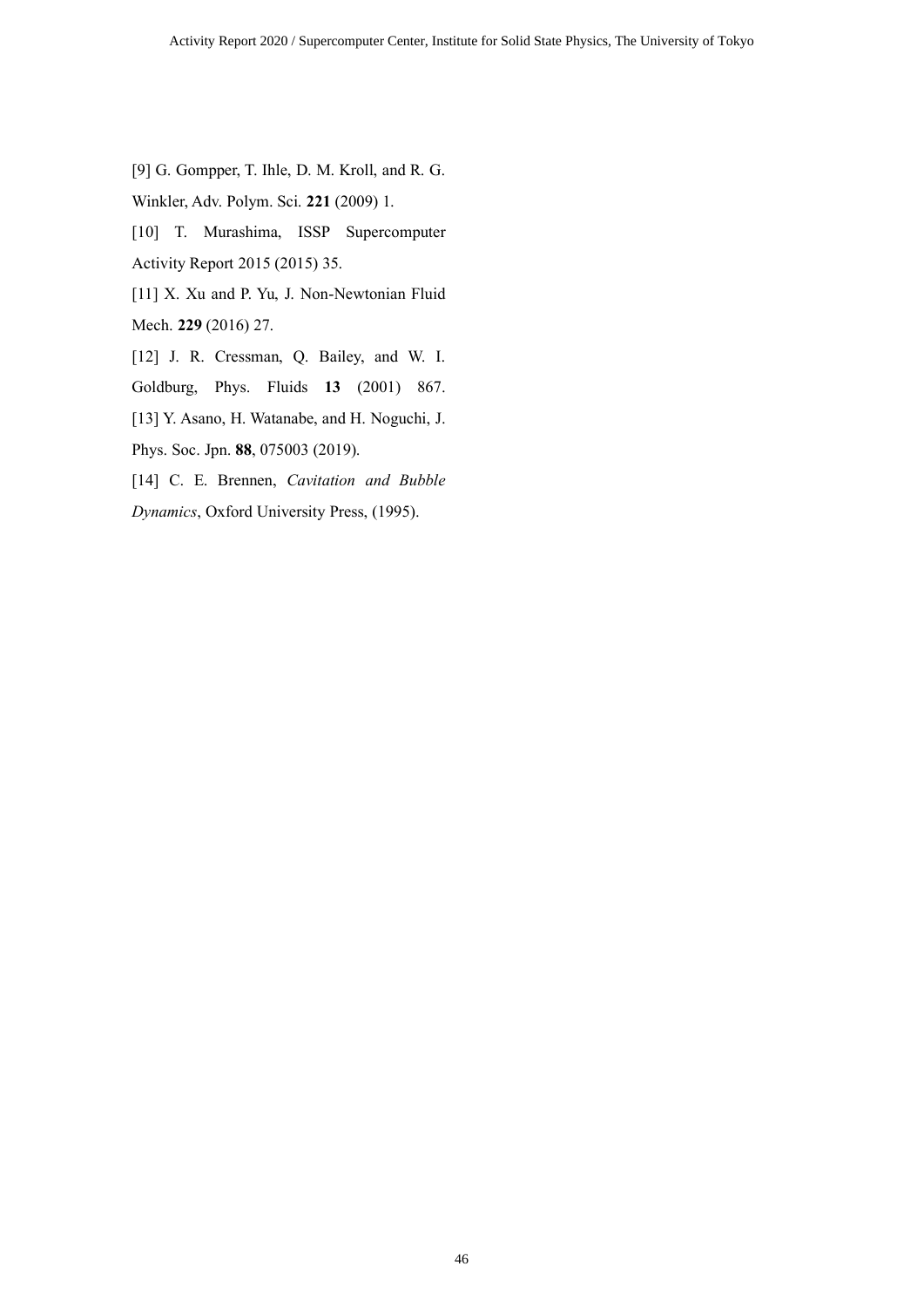[9] G. Gompper, T. Ihle, D. M. Kroll, and R. G. Winkler, Adv. Polym. Sci. **221** (2009) 1.

[10] T. Murashima, ISSP Supercomputer Activity Report 2015 (2015) 35.

[11] X. Xu and P. Yu, J. Non-Newtonian Fluid Mech. **229** (2016) 27.

[12] J. R. Cressman, Q. Bailey, and W. I. Goldburg, Phys. Fluids **13** (2001) 867.

[13] Y. Asano, H. Watanabe, and H. Noguchi, J. Phys. Soc. Jpn. **88**, 075003 (2019).

[14] C. E. Brennen, *Cavitation and Bubble Dynamics*, Oxford University Press, (1995).